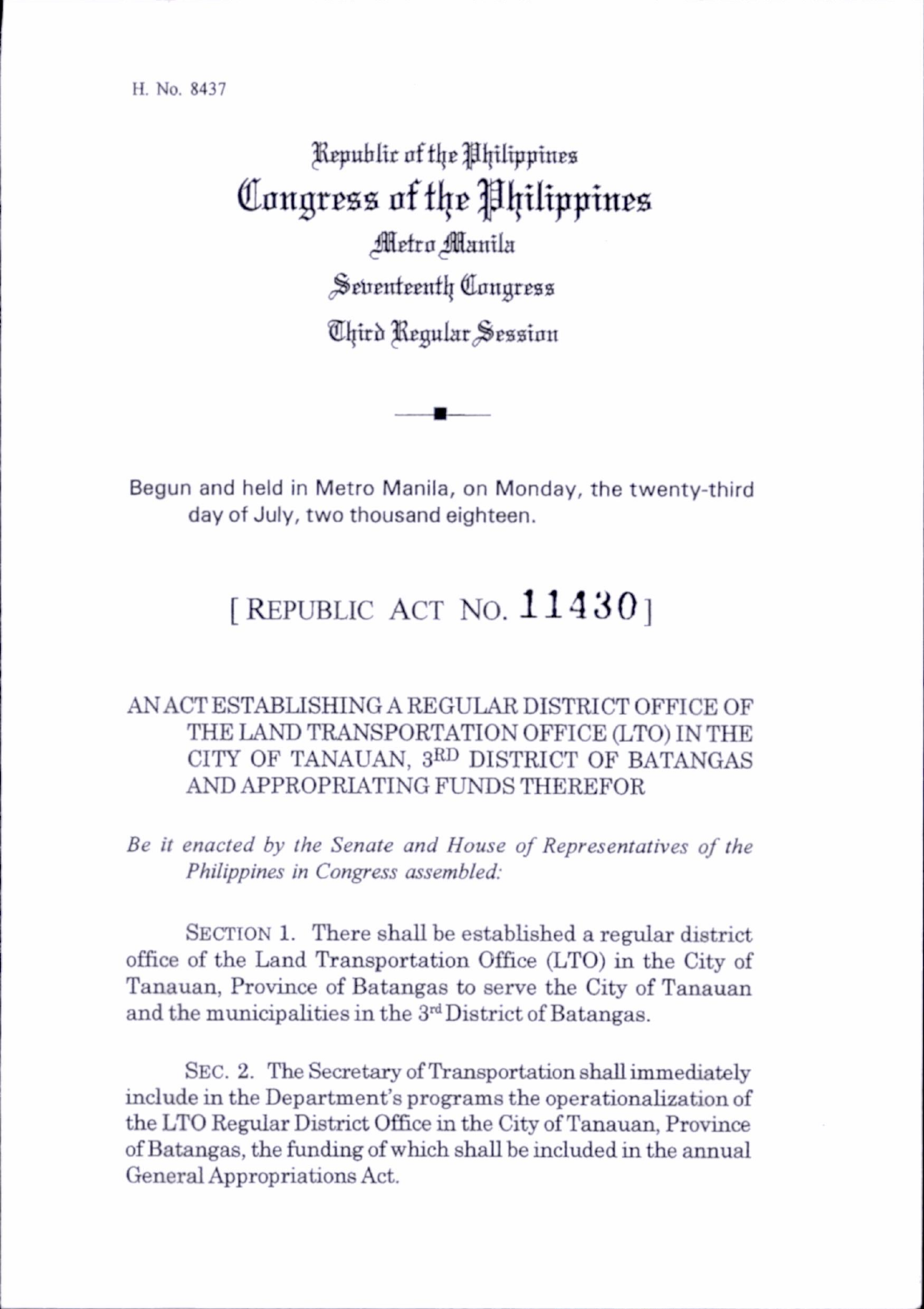H. No. 8437

# Republic of the Philippines
# Congress of the Philippines
## Metro Manila
## Seventeenth Congress
## Third Regular Session

Begun and held in Metro Manila, on Monday, the twenty-third day of July, two thousand eighteen.

## [ REPUBLIC ACT NO. 11430 ]

### AN ACT ESTABLISHING A REGULAR DISTRICT OFFICE OF THE LAND TRANSPORTATION OFFICE (LTO) IN THE CITY OF TANAUAN, 3RD DISTRICT OF BATANGAS AND APPROPRIATING FUNDS THEREFOR

*Be it enacted by the Senate and House of Representatives of the Philippines in Congress assembled:*

SECTION 1. There shall be established a regular district office of the Land Transportation Office (LTO) in the City of Tanauan, Province of Batangas to serve the City of Tanauan and the municipalities in the 3rd District of Batangas.

SEC. 2. The Secretary of Transportation shall immediately include in the Department's programs the operationalization of the LTO Regular District Office in the City of Tanauan, Province of Batangas, the funding of which shall be included in the annual General Appropriations Act.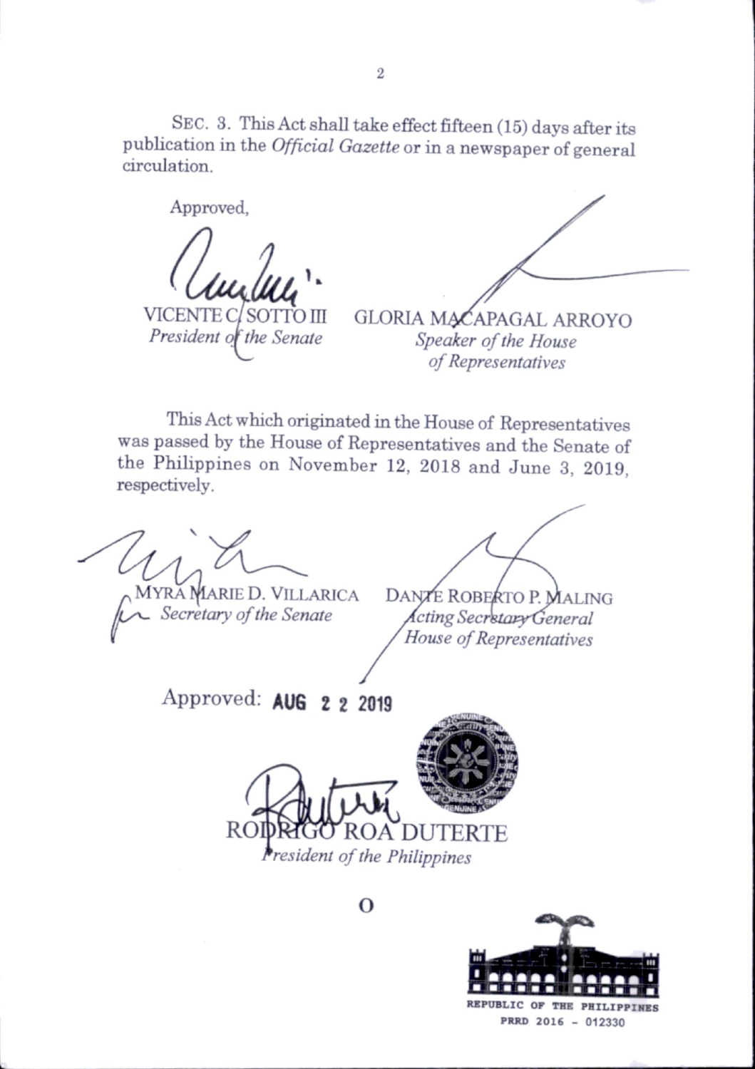SEC. 3. This Act shall take effect fifteen (15) days after its publication in the *Official Gazette* or in a newspaper of general circulation.

Approved,

VICENTE C. SOTTO III
*President of the Senate*

GLORIA MACAPAGAL ARROYO
*Speaker of the House of Representatives*

This Act which originated in the House of Representatives was passed by the House of Representatives and the Senate of the Philippines on November 12, 2018 and June 3, 2019, respectively.

MYRA MARIE D. VILLARICA
*Secretary of the Senate*

DANTE ROBERTO P. MALING
*Acting Secretary General*
*House of Representatives*

Approved: **AUG 2 2 2019**

RODRIGO ROA DUTERTE
*President of the Philippines*

O

REPUBLIC OF THE PHILIPPINES
PRRD 2016 - 012330